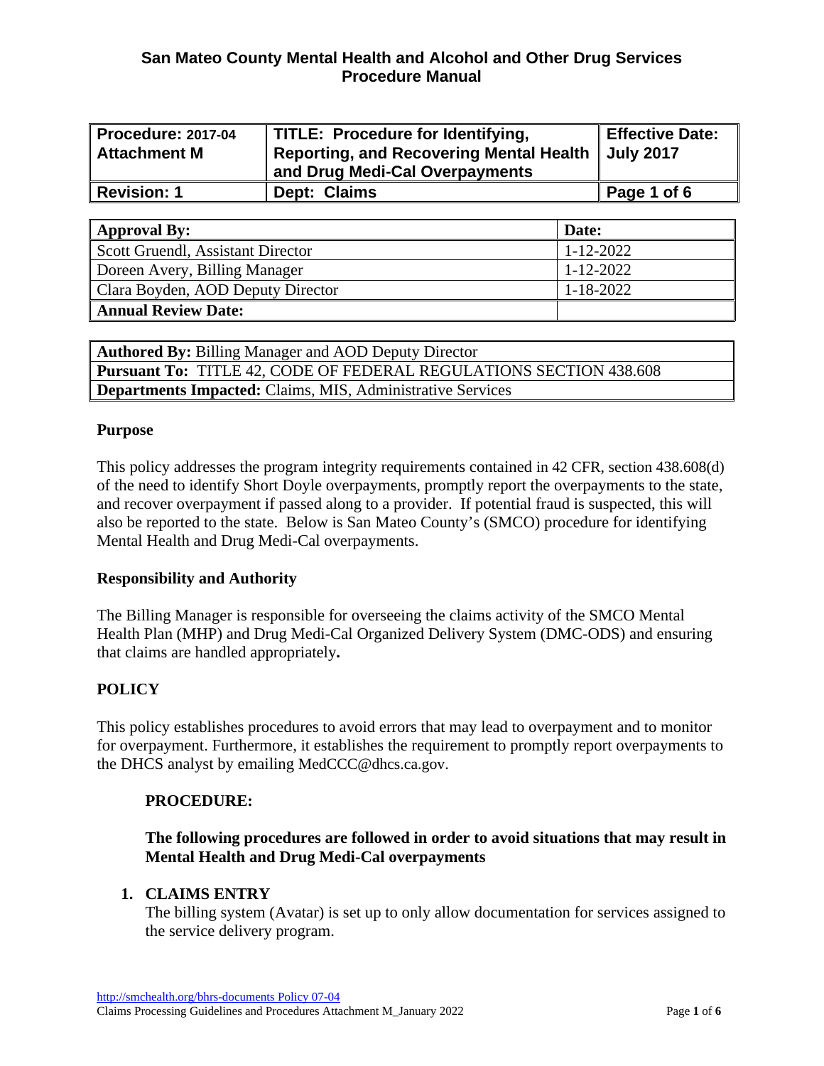# San Mateo County Mental Health and Alcohol and Other Drug Services Procedure Manual

| Procedure: 2017-04 Attachment M | TITLE: Procedure for Identifying, Reporting, and Recovering Mental Health and Drug Medi-Cal Overpayments | Effective Date: July 2017 |
|---|---|---|
| Revision: 1 | Dept: Claims | Page 1 of 6 |

| Approval By: | Date: |
|---|---|
| Scott Gruendl, Assistant Director | 1-12-2022 |
| Doreen Avery, Billing Manager | 1-12-2022 |
| Clara Boyden, AOD Deputy Director | 1-18-2022 |
| Annual Review Date: | |

| **Authored By:** Billing Manager and AOD Deputy Director |
|---|
| **Pursuant To:** TITLE 42, CODE OF FEDERAL REGULATIONS SECTION 438.608 |
| **Departments Impacted:** Claims, MIS, Administrative Services |

**Purpose**

This policy addresses the program integrity requirements contained in 42 CFR, section 438.608(d) of the need to identify Short Doyle overpayments, promptly report the overpayments to the state, and recover overpayment if passed along to a provider. If potential fraud is suspected, this will also be reported to the state. Below is San Mateo County's (SMCO) procedure for identifying Mental Health and Drug Medi-Cal overpayments.

**Responsibility and Authority**

The Billing Manager is responsible for overseeing the claims activity of the SMCO Mental Health Plan (MHP) and Drug Medi-Cal Organized Delivery System (DMC-ODS) and ensuring that claims are handled appropriately.

**POLICY**

This policy establishes procedures to avoid errors that may lead to overpayment and to monitor for overpayment. Furthermore, it establishes the requirement to promptly report overpayments to the DHCS analyst by emailing MedCCC@dhcs.ca.gov.

**PROCEDURE:**

**The following procedures are followed in order to avoid situations that may result in Mental Health and Drug Medi-Cal overpayments**

1. **CLAIMS ENTRY**
   The billing system (Avatar) is set up to only allow documentation for services assigned to the service delivery program.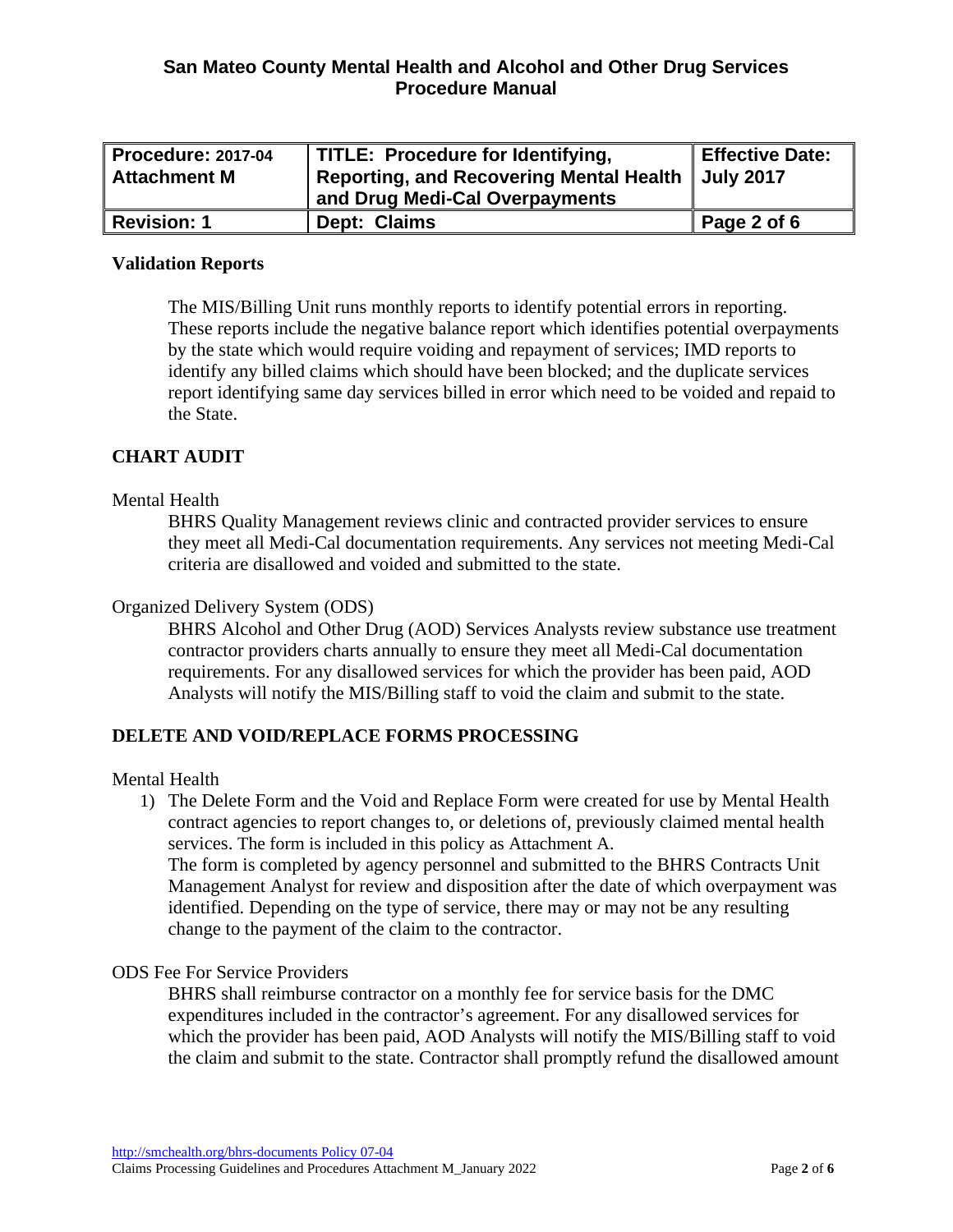## Validation Reports

The MIS/Billing Unit runs monthly reports to identify potential errors in reporting. These reports include the negative balance report which identifies potential overpayments by the state which would require voiding and repayment of services; IMD reports to identify any billed claims which should have been blocked; and the duplicate services report identifying same day services billed in error which need to be voided and repaid to the State.

## CHART AUDIT

Mental Health

BHRS Quality Management reviews clinic and contracted provider services to ensure they meet all Medi-Cal documentation requirements. Any services not meeting Medi-Cal criteria are disallowed and voided and submitted to the state.

Organized Delivery System (ODS)

BHRS Alcohol and Other Drug (AOD) Services Analysts review substance use treatment contractor providers charts annually to ensure they meet all Medi-Cal documentation requirements. For any disallowed services for which the provider has been paid, AOD Analysts will notify the MIS/Billing staff to void the claim and submit to the state.

## DELETE AND VOID/REPLACE FORMS PROCESSING

Mental Health

1) The Delete Form and the Void and Replace Form were created for use by Mental Health contract agencies to report changes to, or deletions of, previously claimed mental health services. The form is included in this policy as Attachment A.
   The form is completed by agency personnel and submitted to the BHRS Contracts Unit Management Analyst for review and disposition after the date of which overpayment was identified. Depending on the type of service, there may or may not be any resulting change to the payment of the claim to the contractor.

ODS Fee For Service Providers

BHRS shall reimburse contractor on a monthly fee for service basis for the DMC expenditures included in the contractor's agreement. For any disallowed services for which the provider has been paid, AOD Analysts will notify the MIS/Billing staff to void the claim and submit to the state. Contractor shall promptly refund the disallowed amount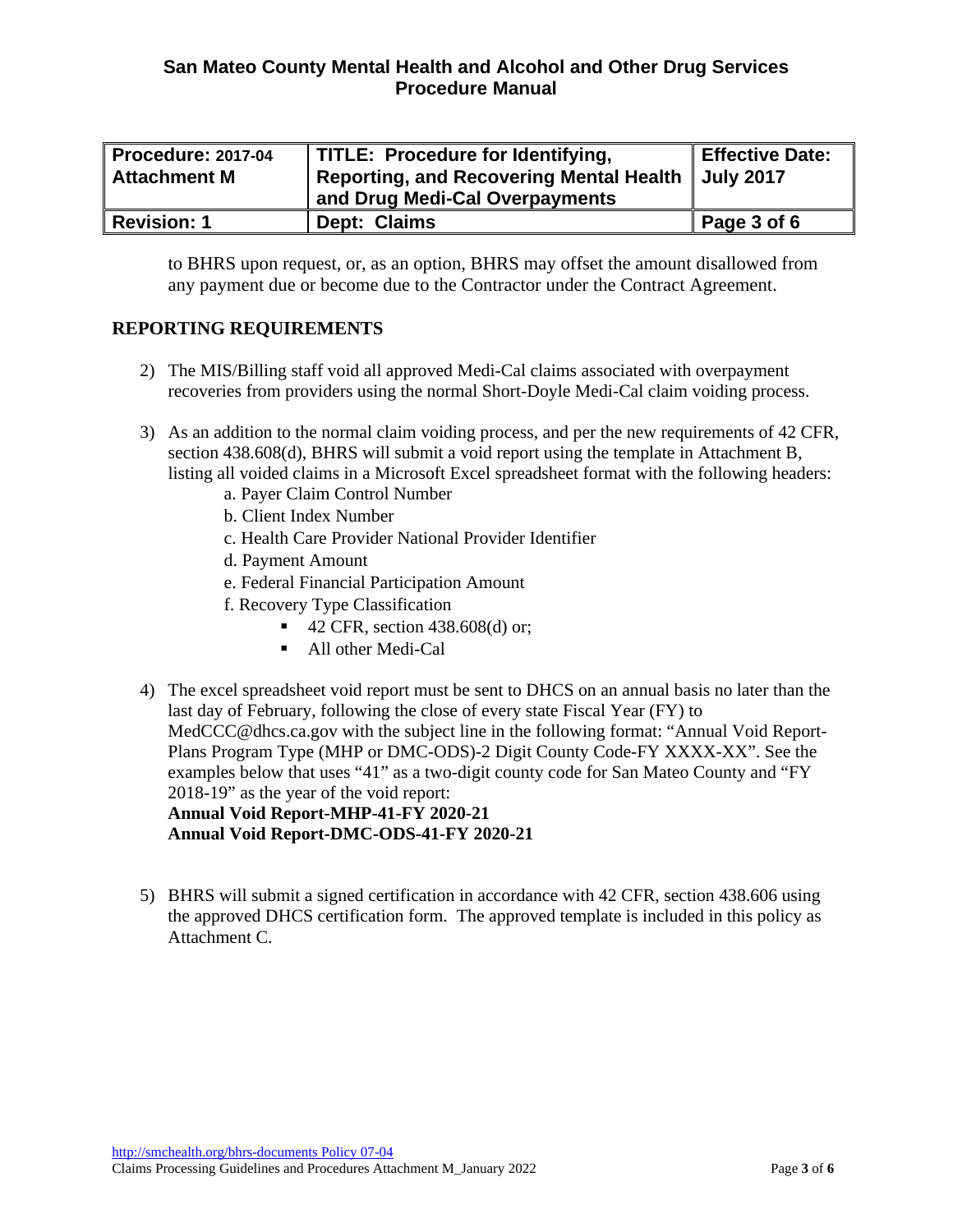| Procedure: 2017-04 Attachment M | TITLE: Procedure for Identifying, Reporting, and Recovering Mental Health and Drug Medi-Cal Overpayments | Effective Date: July 2017 |
|---|---|---|
| Revision: 1 | Dept: Claims | Page 3 of 6 |

to BHRS upon request, or, as an option, BHRS may offset the amount disallowed from any payment due or become due to the Contractor under the Contract Agreement.

## REPORTING REQUIREMENTS

2) The MIS/Billing staff void all approved Medi-Cal claims associated with overpayment recoveries from providers using the normal Short-Doyle Medi-Cal claim voiding process.

3) As an addition to the normal claim voiding process, and per the new requirements of 42 CFR, section 438.608(d), BHRS will submit a void report using the template in Attachment B, listing all voided claims in a Microsoft Excel spreadsheet format with the following headers:
   a. Payer Claim Control Number
   b. Client Index Number
   c. Health Care Provider National Provider Identifier
   d. Payment Amount
   e. Federal Financial Participation Amount
   f. Recovery Type Classification
      - 42 CFR, section 438.608(d) or;
      - All other Medi-Cal

4) The excel spreadsheet void report must be sent to DHCS on an annual basis no later than the last day of February, following the close of every state Fiscal Year (FY) to MedCCC@dhcs.ca.gov with the subject line in the following format: "Annual Void Report-Plans Program Type (MHP or DMC-ODS)-2 Digit County Code-FY XXXX-XX". See the examples below that uses "41" as a two-digit county code for San Mateo County and "FY 2018-19" as the year of the void report:
   **Annual Void Report-MHP-41-FY 2020-21**
   **Annual Void Report-DMC-ODS-41-FY 2020-21**

5) BHRS will submit a signed certification in accordance with 42 CFR, section 438.606 using the approved DHCS certification form. The approved template is included in this policy as Attachment C.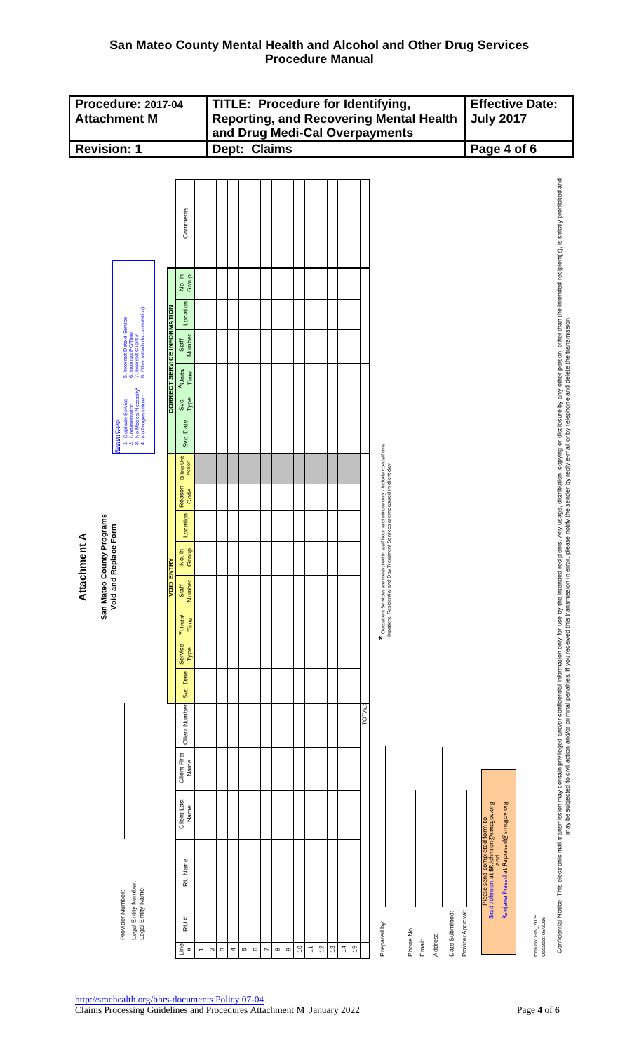# San Mateo County Mental Health and Alcohol and Other Drug Services Procedure Manual

| Procedure: 2017-04 Attachment M | TITLE: Procedure for Identifying, Reporting, and Recovering Mental Health and Drug Medi-Cal Overpayments | Effective Date: July 2017 |
|---|---|---|
| Revision: 1 | Dept: Claims | Page 4 of 6 |

## Attachment A

### San Mateo County Programs Void and Replace Form

Provider Number: ____________

Legal Entity Number: ____________

Legal Entity Name: ____________

Reason Codes:
1. Duplicate Service
2. Documentation
3. No Medical Necessity*
4. No Progress Note**
5. Incorrect Date of Service
6. Incorrect PC/Time
7. Incorrect Client #
8. Other (attach documentation)

| Line # | RU # | RU Name | Client Last Name | Client First Name | Client Number | VOID ENTRY | | | | | | Reason Code | Billing Unit Action | CORRECT SERVICE INFORMATION | | | | | | Comments |
|---|---|---|---|---|---|---|---|---|---|---|---|---|---|---|---|---|---|---|---|---|
| | | | | | | Svc. Date | Service Type | *Units/ Time | Staff Number | No. in Group | Location | | | Svc. Date | Svc. Type | *Units/ Time | Staff Number | Location | No. in Group | |
| 1 | | | | | | | | | | | | | | | | | | | | |
| 2 | | | | | | | | | | | | | | | | | | | | |
| 3 | | | | | | | | | | | | | | | | | | | | |
| 4 | | | | | | | | | | | | | | | | | | | | |
| 5 | | | | | | | | | | | | | | | | | | | | |
| 6 | | | | | | | | | | | | | | | | | | | | |
| 7 | | | | | | | | | | | | | | | | | | | | |
| 8 | | | | | | | | | | | | | | | | | | | | |
| 9 | | | | | | | | | | | | | | | | | | | | |
| 10 | | | | | | | | | | | | | | | | | | | | |
| 11 | | | | | | | | | | | | | | | | | | | | |
| 12 | | | | | | | | | | | | | | | | | | | | |
| 13 | | | | | | | | | | | | | | | | | | | | |
| 14 | | | | | | | | | | | | | | | | | | | | |
| 15 | | | | | | | | | | | | | | | | | | | | |
| | | | | | TOTAL | | | | | | | | | | | | | | | |

\* Outpatient Services are measured in staff hour and minute only - include co-staff time. Inpatient, Residential and Day Treatment Services are measured in client day.

Prepared by: ____________

Phone No: ____________

Email: ____________

Address: ____________

Date Submitted: ____________

Provider Approval: ____________

Please send completed form to:
Brad Johnson at BRJohnson@smcgov.org
and
Ranjana Prasad at Raprasad@smcgov.org

form no: FIN_2005
Updated: 05/2016

Confidential Notice: This electronic mail transmission may contain privileged and/or confidential information only for use by the intended recipients. Any usage, distribution, copying or disclosure by any other person, other than the intended recipient(s), is strictly prohibited and may be subjected to civil action and/or criminal penalties. If you received this transmission in error, please notify the sender by reply e-mail or by telephone and delete the transmission.

http://smchealth.org/bhrs-documents Policy 07-04

Claims Processing Guidelines and Procedures Attachment M_January 2022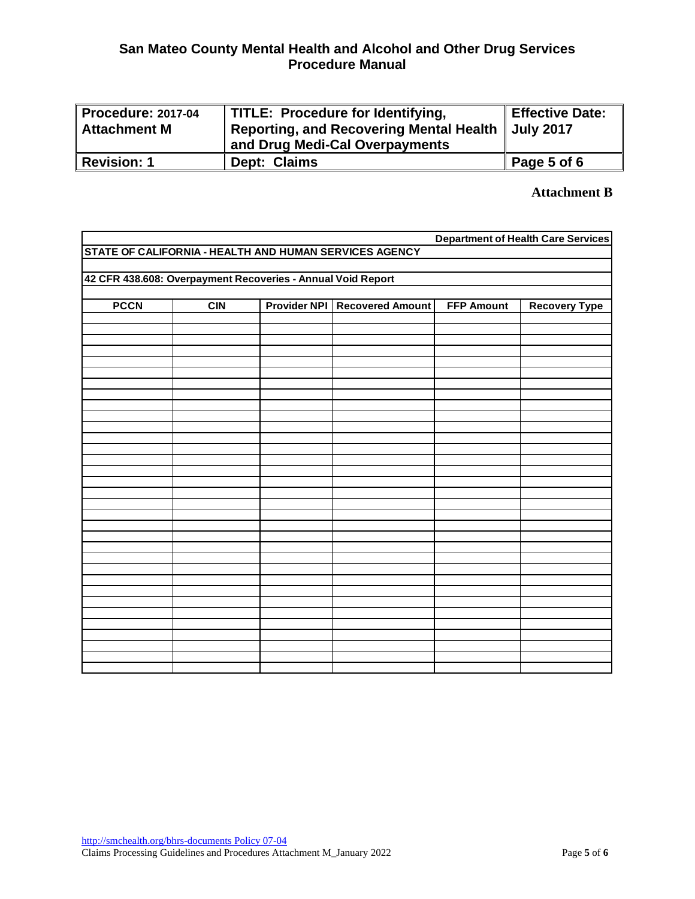| Procedure: 2017-04 Attachment M | TITLE: Procedure for Identifying, Reporting, and Recovering Mental Health and Drug Medi-Cal Overpayments | Effective Date: July 2017 |
|---|---|---|
| Revision: 1 | Dept: Claims | Page 5 of 6 |

**Attachment B**

Department of Health Care Services

**STATE OF CALIFORNIA - HEALTH AND HUMAN SERVICES AGENCY**

**42 CFR 438.608: Overpayment Recoveries - Annual Void Report**

| PCCN | CIN | Provider NPI | Recovered Amount | FFP Amount | Recovery Type |
|---|---|---|---|---|---|
| | | | | | |
| | | | | | |
| | | | | | |
| | | | | | |
| | | | | | |
| | | | | | |
| | | | | | |
| | | | | | |
| | | | | | |
| | | | | | |
| | | | | | |
| | | | | | |
| | | | | | |
| | | | | | |
| | | | | | |
| | | | | | |
| | | | | | |
| | | | | | |
| | | | | | |
| | | | | | |
| | | | | | |
| | | | | | |
| | | | | | |
| | | | | | |
| | | | | | |
| | | | | | |
| | | | | | |
| | | | | | |
| | | | | | |
| | | | | | |
| | | | | | |
| | | | | | |
| | | | | | |
| | | | | | |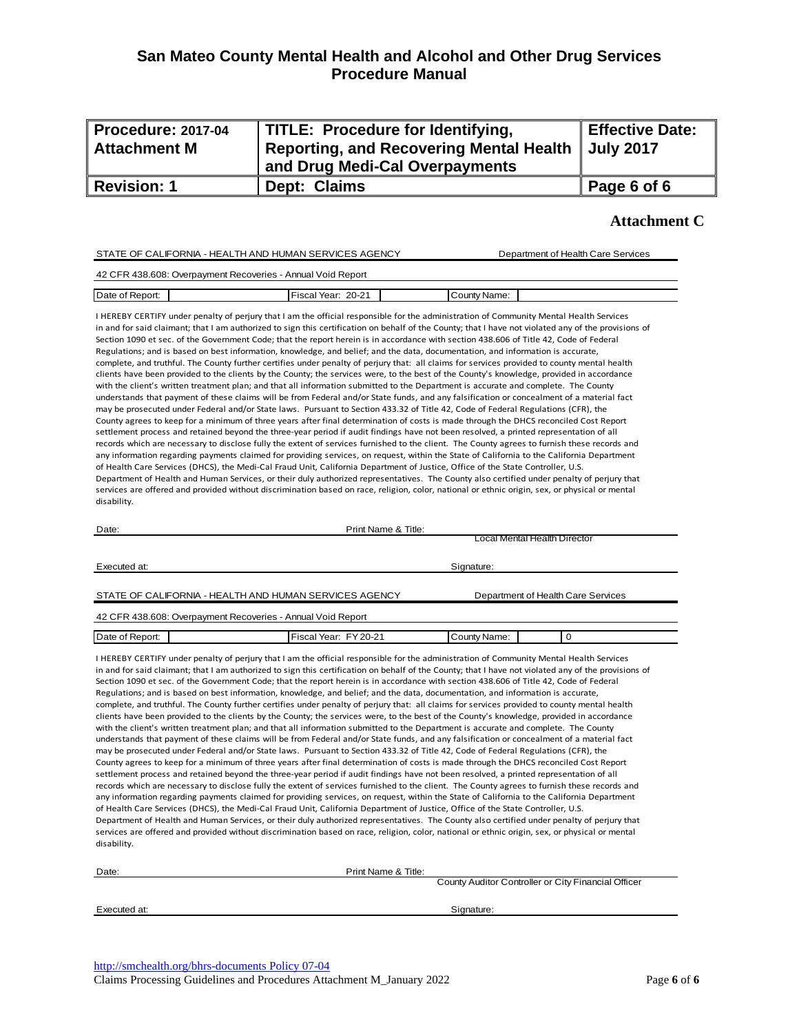| Procedure: 2017-04 Attachment M | TITLE: Procedure for Identifying, Reporting, and Recovering Mental Health and Drug Medi-Cal Overpayments | Effective Date: July 2017 |
|---|---|---|
| Revision: 1 | Dept: Claims | Page 6 of 6 |

**Attachment C**

STATE OF CALIFORNIA - HEALTH AND HUMAN SERVICES AGENCY — Department of Health Care Services

42 CFR 438.608: Overpayment Recoveries - Annual Void Report

| Date of Report: | | Fiscal Year: 20-21 | | County Name: | |
|---|---|---|---|---|---|

I HEREBY CERTIFY under penalty of perjury that I am the official responsible for the administration of Community Mental Health Services in and for said claimant; that I am authorized to sign this certification on behalf of the County; that I have not violated any of the provisions of Section 1090 et sec. of the Government Code; that the report herein is in accordance with section 438.606 of Title 42, Code of Federal Regulations; and is based on best information, knowledge, and belief; and the data, documentation, and information is accurate, complete, and truthful. The County further certifies under penalty of perjury that: all claims for services provided to county mental health clients have been provided to the clients by the County; the services were, to the best of the County's knowledge, provided in accordance with the client's written treatment plan; and that all information submitted to the Department is accurate and complete. The County understands that payment of these claims will be from Federal and/or State funds, and any falsification or concealment of a material fact may be prosecuted under Federal and/or State laws. Pursuant to Section 433.32 of Title 42, Code of Federal Regulations (CFR), the County agrees to keep for a minimum of three years after final determination of costs is made through the DHCS reconciled Cost Report settlement process and retained beyond the three-year period if audit findings have not been resolved, a printed representation of all records which are necessary to disclose fully the extent of services furnished to the client. The County agrees to furnish these records and any information regarding payments claimed for providing services, on request, within the State of California to the California Department of Health Care Services (DHCS), the Medi-Cal Fraud Unit, California Department of Justice, Office of the State Controller, U.S. Department of Health and Human Services, or their duly authorized representatives. The County also certified under penalty of perjury that services are offered and provided without discrimination based on race, religion, color, national or ethnic origin, sex, or physical or mental disability.

Date: ____________________ Print Name & Title: ____________________
Local Mental Health Director

Executed at: ____________________ Signature: ____________________

STATE OF CALIFORNIA - HEALTH AND HUMAN SERVICES AGENCY — Department of Health Care Services

42 CFR 438.608: Overpayment Recoveries - Annual Void Report

| Date of Report: | | Fiscal Year: FY 20-21 | County Name: | 0 |
|---|---|---|---|---|

I HEREBY CERTIFY under penalty of perjury that I am the official responsible for the administration of Community Mental Health Services in and for said claimant; that I am authorized to sign this certification on behalf of the County; that I have not violated any of the provisions of Section 1090 et sec. of the Government Code; that the report herein is in accordance with section 438.606 of Title 42, Code of Federal Regulations; and is based on best information, knowledge, and belief; and the data, documentation, and information is accurate, complete, and truthful. The County further certifies under penalty of perjury that: all claims for services provided to county mental health clients have been provided to the clients by the County; the services were, to the best of the County's knowledge, provided in accordance with the client's written treatment plan; and that all information submitted to the Department is accurate and complete. The County understands that payment of these claims will be from Federal and/or State funds, and any falsification or concealment of a material fact may be prosecuted under Federal and/or State laws. Pursuant to Section 433.32 of Title 42, Code of Federal Regulations (CFR), the County agrees to keep for a minimum of three years after final determination of costs is made through the DHCS reconciled Cost Report settlement process and retained beyond the three-year period if audit findings have not been resolved, a printed representation of all records which are necessary to disclose fully the extent of services furnished to the client. The County agrees to furnish these records and any information regarding payments claimed for providing services, on request, within the State of California to the California Department of Health Care Services (DHCS), the Medi-Cal Fraud Unit, California Department of Justice, Office of the State Controller, U.S. Department of Health and Human Services, or their duly authorized representatives. The County also certified under penalty of perjury that services are offered and provided without discrimination based on race, religion, color, national or ethnic origin, sex, or physical or mental disability.

Date: ____________________ Print Name & Title: ____________________
County Auditor Controller or City Financial Officer

Executed at: ____________________ Signature: ____________________

http://smchealth.org/bhrs-documents Policy 07-04
Claims Processing Guidelines and Procedures Attachment M_January 2022